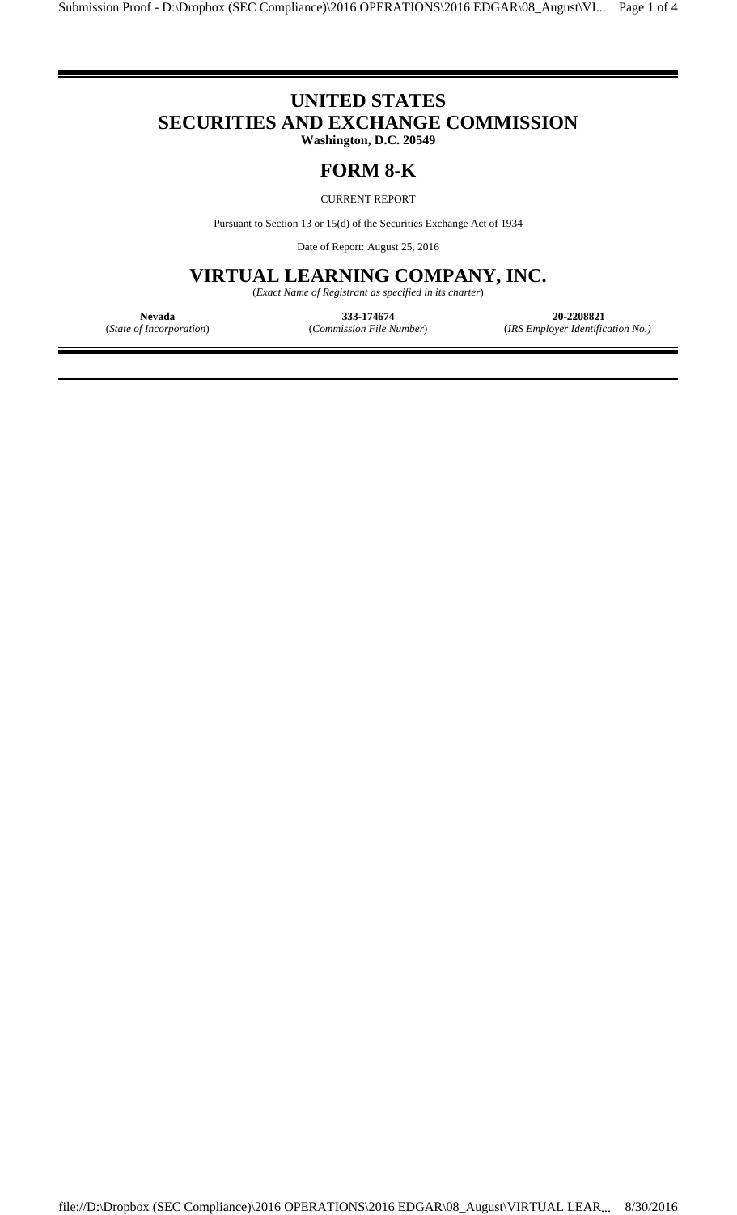# UNITED STATES
# SECURITIES AND EXCHANGE COMMISSION
**Washington, D.C. 20549**

## FORM 8-K

CURRENT REPORT

Pursuant to Section 13 or 15(d) of the Securities Exchange Act of 1934

Date of Report: August 25, 2016

## VIRTUAL LEARNING COMPANY, INC.

(*Exact Name of Registrant as specified in its charter*)

| **Nevada** | **333-174674** | **20-2208821** |
| --- | --- | --- |
| (*State of Incorporation*) | (*Commission File Number*) | (*IRS Employer Identification No.)* |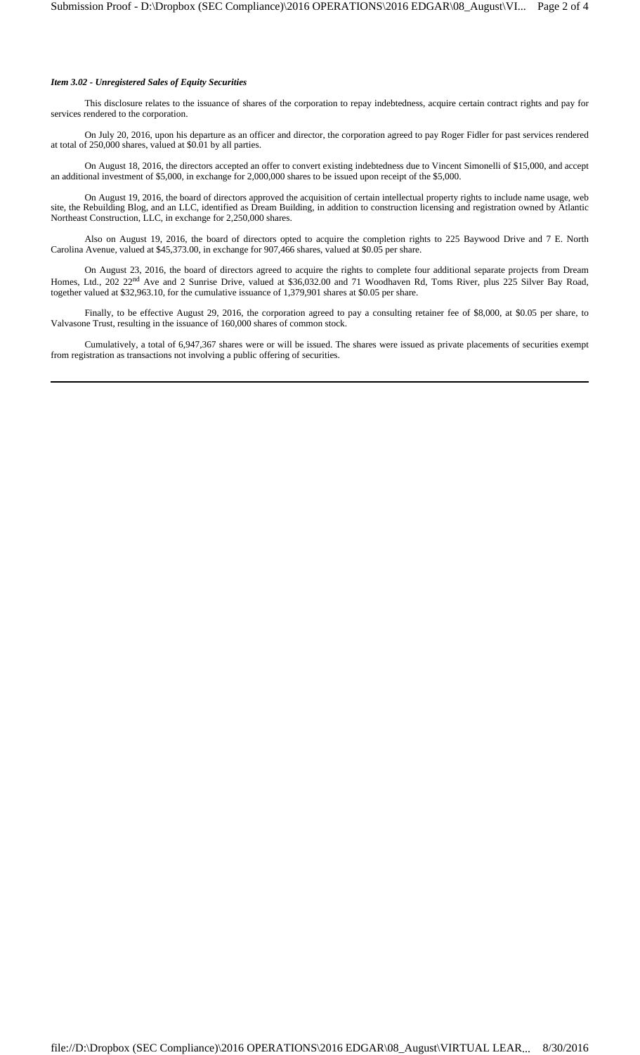***Item 3.02 - Unregistered Sales of Equity Securities***

This disclosure relates to the issuance of shares of the corporation to repay indebtedness, acquire certain contract rights and pay for services rendered to the corporation.

On July 20, 2016, upon his departure as an officer and director, the corporation agreed to pay Roger Fidler for past services rendered at total of 250,000 shares, valued at $0.01 by all parties.

On August 18, 2016, the directors accepted an offer to convert existing indebtedness due to Vincent Simonelli of $15,000, and accept an additional investment of $5,000, in exchange for 2,000,000 shares to be issued upon receipt of the $5,000.

On August 19, 2016, the board of directors approved the acquisition of certain intellectual property rights to include name usage, web site, the Rebuilding Blog, and an LLC, identified as Dream Building, in addition to construction licensing and registration owned by Atlantic Northeast Construction, LLC, in exchange for 2,250,000 shares.

Also on August 19, 2016, the board of directors opted to acquire the completion rights to 225 Baywood Drive and 7 E. North Carolina Avenue, valued at $45,373.00, in exchange for 907,466 shares, valued at $0.05 per share.

On August 23, 2016, the board of directors agreed to acquire the rights to complete four additional separate projects from Dream Homes, Ltd., 202 22nd Ave and 2 Sunrise Drive, valued at $36,032.00 and 71 Woodhaven Rd, Toms River, plus 225 Silver Bay Road, together valued at $32,963.10, for the cumulative issuance of 1,379,901 shares at $0.05 per share.

Finally, to be effective August 29, 2016, the corporation agreed to pay a consulting retainer fee of $8,000, at $0.05 per share, to Valvasone Trust, resulting in the issuance of 160,000 shares of common stock.

Cumulatively, a total of 6,947,367 shares were or will be issued. The shares were issued as private placements of securities exempt from registration as transactions not involving a public offering of securities.

---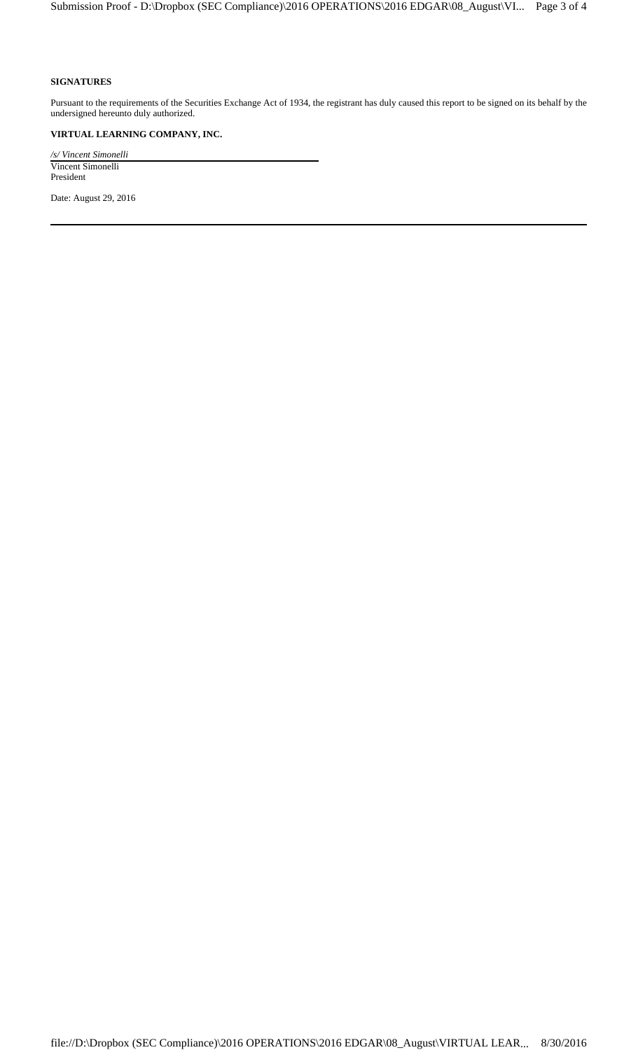**SIGNATURES**

Pursuant to the requirements of the Securities Exchange Act of 1934, the registrant has duly caused this report to be signed on its behalf by the undersigned hereunto duly authorized.

**VIRTUAL LEARNING COMPANY, INC.**

*/s/ Vincent Simonelli*
Vincent Simonelli
President

Date: August 29, 2016